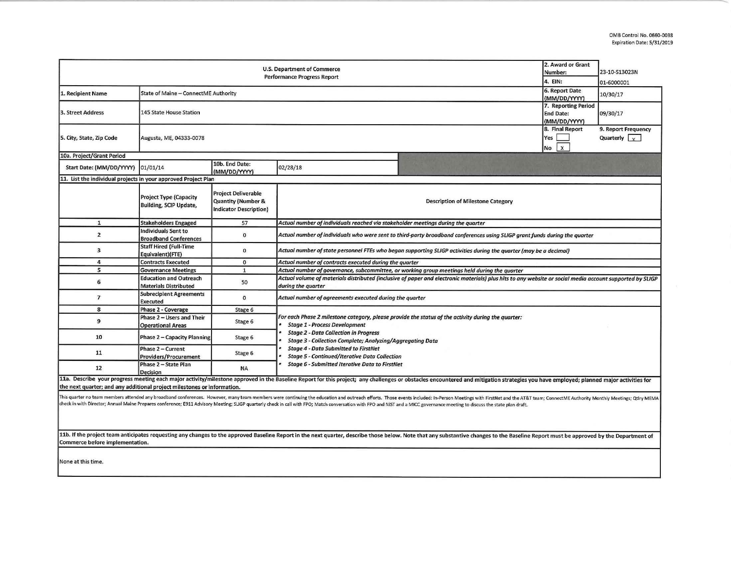OMB Control No. 0660-0038
Expiration Date: 5/31/2019

| U.S. Department of Commerce Performance Progress Report | | | 2. Award or Grant Number: | 23-10-S13023N |
|---|---|---|---|---|
| | | | 4. EIN: | 01-6000001 |
| 1. Recipient Name | State of Maine – ConnectME Authority | | 6. Report Date (MM/DD/YYYY) | 10/30/17 |
| 3. Street Address | 145 State House Station | | 7. Reporting Period End Date: (MM/DD/YYYY) | 09/30/17 |
| 5. City, State, Zip Code | Augusta, ME, 04333-0078 | | 8. Final Report Yes [ ] No [X] | 9. Report Frequency Quarterly [X] |
| 10a. Project/Grant Period | | | | |
| Start Date: (MM/DD/YYYY) | 01/01/14 | 10b. End Date: (MM/DD/YYYY) | 02/28/18 | |

**11. List the individual projects in your approved Project Plan**

| | Project Type (Capacity Building, SCIP Update, | Project Deliverable Quantity (Number & Indicator Description) | Description of Milestone Category |
|---|---|---|---|
| 1 | Stakeholders Engaged | 57 | *Actual number of individuals reached via stakeholder meetings during the quarter* |
| 2 | Individuals Sent to Broadband Conferences | 0 | *Actual number of individuals who were sent to third-party broadband conferences using SLIGP grant funds during the quarter* |
| 3 | Staff Hired (Full-Time Equivalent)(FTE) | 0 | *Actual number of state personnel FTEs who began supporting SLIGP activities during the quarter (may be a decimal)* |
| 4 | Contracts Executed | 0 | *Actual number of contracts executed during the quarter* |
| 5 | Governance Meetings | 1 | *Actual number of governance, subcommittee, or working group meetings held during the quarter* |
| 6 | Education and Outreach Materials Distributed | 50 | *Actual volume of materials distributed (inclusive of paper and electronic materials) plus hits to any website or social media account supported by SLIGP during the quarter* |
| 7 | Subrecipient Agreements Executed | 0 | *Actual number of agreements executed during the quarter* |
| 8 | Phase 2 - Coverage | Stage 6 | *For each Phase 2 milestone category, please provide the status of the activity during the quarter:* <br> • *Stage 1 - Process Development* <br> • *Stage 2 - Data Collection in Progress* <br> • *Stage 3 - Collection Complete; Analyzing/Aggregating Data* <br> • *Stage 4 - Data Submitted to FirstNet* <br> • *Stage 5 - Continued/Iterative Data Collection* <br> • *Stage 6 - Submitted Iterative Data to FirstNet* |
| 9 | Phase 2 – Users and Their Operational Areas | Stage 6 | |
| 10 | Phase 2 – Capacity Planning | Stage 6 | |
| 11 | Phase 2 – Current Providers/Procurement | Stage 6 | |
| 12 | Phase 2 – State Plan Decision | NA | |

**11a. Describe your progress meeting each major activity/milestone approved in the Baseline Report for this project; any challenges or obstacles encountered and mitigation strategies you have employed; planned major activities for the next quarter; and any additional project milestones or information.**

This quarter no team members attended any broadband conferences. However, many team members were continuing the education and outreach efforts. Those events included: In-Person Meetings with FirstNet and the AT&T team; ConnectME Authority Monthly Meetings; Qtrly MEMA check in with Director; Annual Maine Prepares conference; E911 Advisory Meeting; SLIGP quarterly check in call with FPO; Match conversation with FPO and NIST and a MICC governance meeting to discuss the state plan draft.

**11b. If the project team anticipates requesting any changes to the approved Baseline Report in the next quarter, describe those below. Note that any substantive changes to the Baseline Report must be approved by the Department of Commerce before implementation.**

None at this time.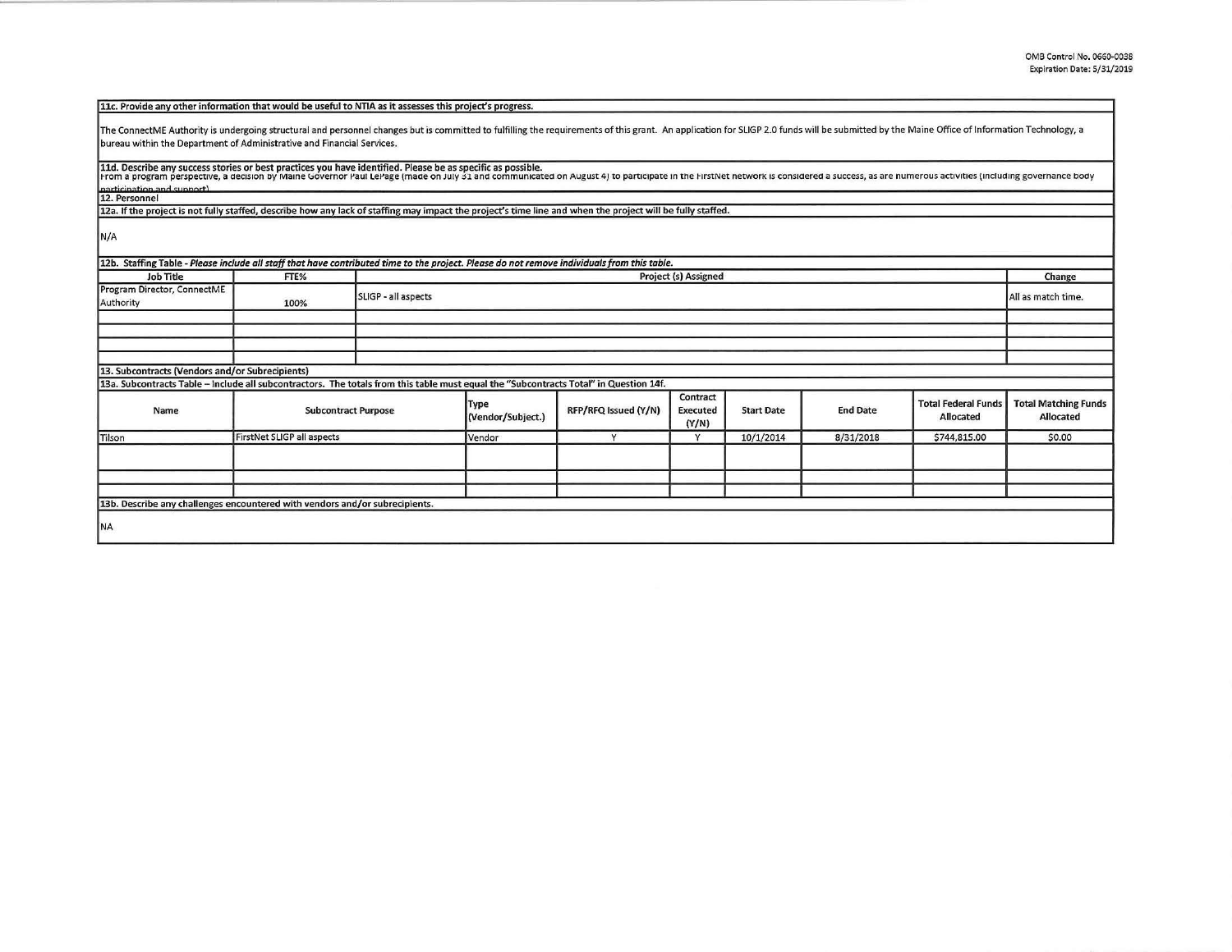**11c. Provide any other information that would be useful to NTIA as it assesses this project's progress.**

The ConnectME Authority is undergoing structural and personnel changes but is committed to fulfilling the requirements of this grant. An application for SLIGP 2.0 funds will be submitted by the Maine Office of Information Technology, a bureau within the Department of Administrative and Financial Services.

**11d. Describe any success stories or best practices you have identified. Please be as specific as possible.**

From a program perspective, a decision by Maine Governor Paul LePage (made on July 31 and communicated on August 4) to participate in the FirstNet network is considered a success, as are numerous activities (including governance body participation and support)

**12. Personnel**

**12a. If the project is not fully staffed, describe how any lack of staffing may impact the project's time line and when the project will be fully staffed.**

N/A

**12b. Staffing Table - *Please include all staff that have contributed time to the project. Please do not remove individuals from this table.***

| Job Title | FTE% | Project (s) Assigned | Change |
|---|---|---|---|
| Program Director, ConnectME Authority | 100% | SLIGP - all aspects | All as match time. |
| | | | |
| | | | |
| | | | |
| | | | |

**13. Subcontracts (Vendors and/or Subrecipients)**

**13a. Subcontracts Table – Include all subcontractors. The totals from this table must equal the "Subcontracts Total" in Question 14f.**

| Name | Subcontract Purpose | Type (Vendor/Subject.) | RFP/RFQ Issued (Y/N) | Contract Executed (Y/N) | Start Date | End Date | Total Federal Funds Allocated | Total Matching Funds Allocated |
|---|---|---|---|---|---|---|---|---|
| Tilson | FirstNet SLIGP all aspects | Vendor | Y | Y | 10/1/2014 | 8/31/2018 | $744,815.00 | $0.00 |
| | | | | | | | | |
| | | | | | | | | |
| | | | | | | | | |

**13b. Describe any challenges encountered with vendors and/or subrecipients.**

NA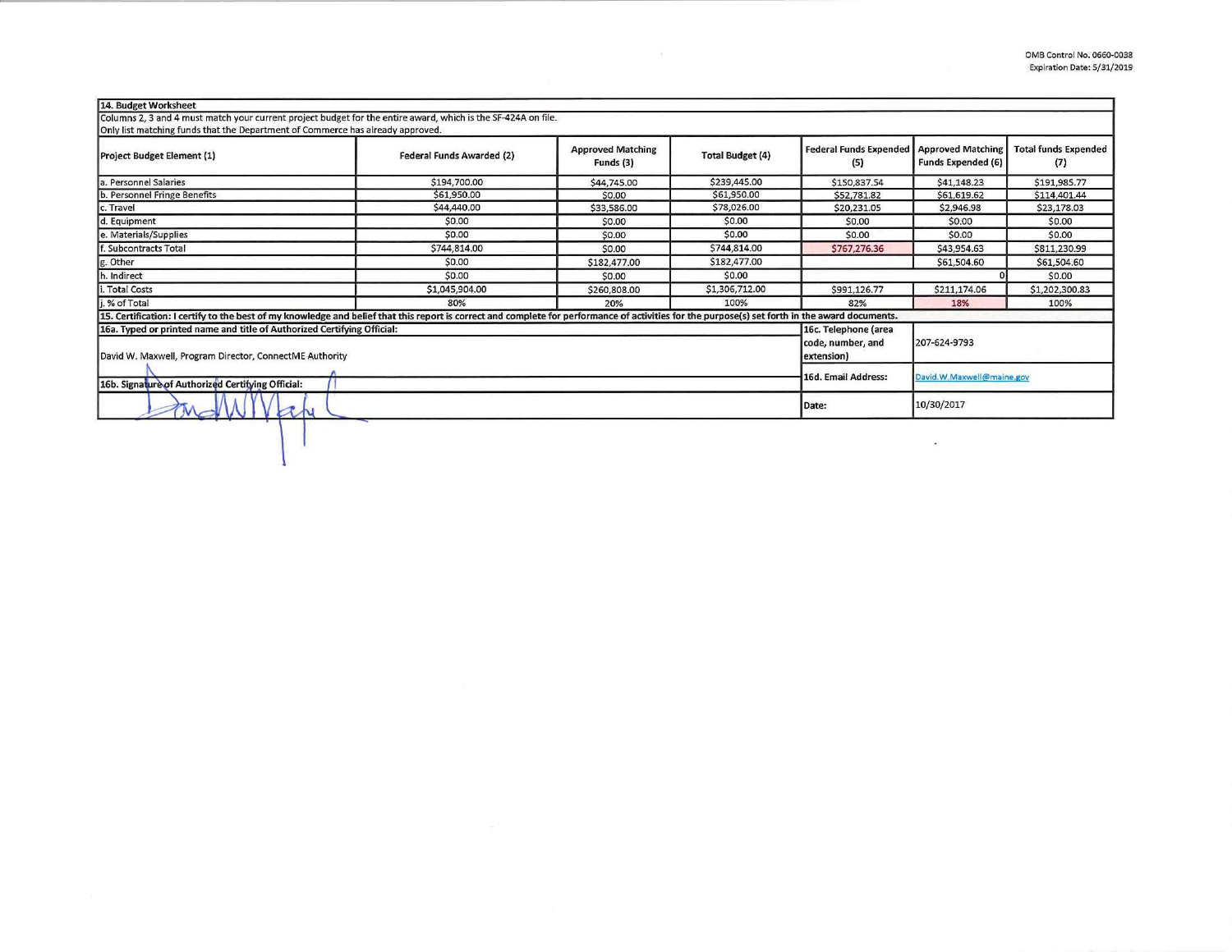OMB Control No. 0660-0038
Expiration Date: 5/31/2019

**14. Budget Worksheet**

Columns 2, 3 and 4 must match your current project budget for the entire award, which is the SF-424A on file.
Only list matching funds that the Department of Commerce has already approved.

| Project Budget Element (1) | Federal Funds Awarded (2) | Approved Matching Funds (3) | Total Budget (4) | Federal Funds Expended (5) | Approved Matching Funds Expended (6) | Total funds Expended (7) |
|---|---|---|---|---|---|---|
| a. Personnel Salaries | $194,700.00 | $44,745.00 | $239,445.00 | $150,837.54 | $41,148.23 | $191,985.77 |
| b. Personnel Fringe Benefits | $61,950.00 | $0.00 | $61,950.00 | $52,781.82 | $61,619.62 | $114,401.44 |
| c. Travel | $44,440.00 | $33,586.00 | $78,026.00 | $20,231.05 | $2,946.98 | $23,178.03 |
| d. Equipment | $0.00 | $0.00 | $0.00 | $0.00 | $0.00 | $0.00 |
| e. Materials/Supplies | $0.00 | $0.00 | $0.00 | $0.00 | $0.00 | $0.00 |
| f. Subcontracts Total | $744,814.00 | $0.00 | $744,814.00 | $767,276.36 | $43,954.63 | $811,230.99 |
| g. Other | $0.00 | $182,477.00 | $182,477.00 | | $61,504.60 | $61,504.60 |
| h. Indirect | $0.00 | $0.00 | $0.00 | | 0 | $0.00 |
| i. Total Costs | $1,045,904.00 | $260,808.00 | $1,306,712.00 | $991,126.77 | $211,174.06 | $1,202,300.83 |
| j. % of Total | 80% | 20% | 100% | 82% | 18% | 100% |

**15. Certification: I certify to the best of my knowledge and belief that this report is correct and complete for performance of activities for the purpose(s) set forth in the award documents.**

| | | |
|---|---|---|
| **16a. Typed or printed name and title of Authorized Certifying Official:** David W. Maxwell, Program Director, ConnectME Authority | 16c. Telephone (area code, number, and extension) | 207-624-9793 |
| **16b. Signature of Authorized Certifying Official:** | 16d. Email Address: | David.W.Maxwell@maine.gov |
| | Date: | 10/30/2017 |